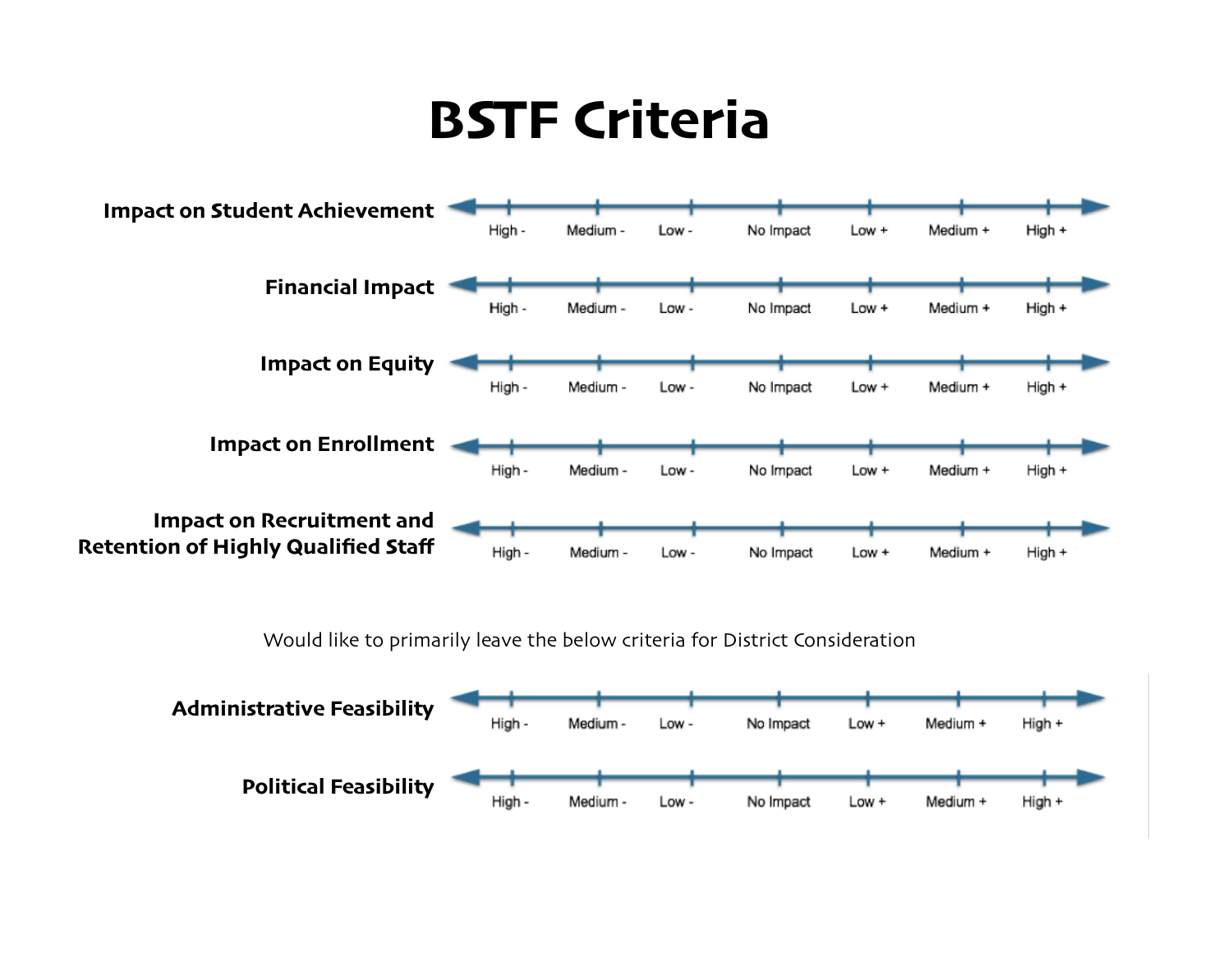# BSTF Criteria

| Criterion | | | | | | | |
|---|---|---|---|---|---|---|---|
| **Impact on Student Achievement** | High - | Medium - | Low - | No Impact | Low + | Medium + | High + |
| **Financial Impact** | High - | Medium - | Low - | No Impact | Low + | Medium + | High + |
| **Impact on Equity** | High - | Medium - | Low - | No Impact | Low + | Medium + | High + |
| **Impact on Enrollment** | High - | Medium - | Low - | No Impact | Low + | Medium + | High + |
| **Impact on Recruitment and Retention of Highly Qualified Staff** | High - | Medium - | Low - | No Impact | Low + | Medium + | High + |

Would like to primarily leave the below criteria for District Consideration

| Criterion | | | | | | | |
|---|---|---|---|---|---|---|---|
| **Administrative Feasibility** | High - | Medium - | Low - | No Impact | Low + | Medium + | High + |
| **Political Feasibility** | High - | Medium - | Low - | No Impact | Low + | Medium + | High + |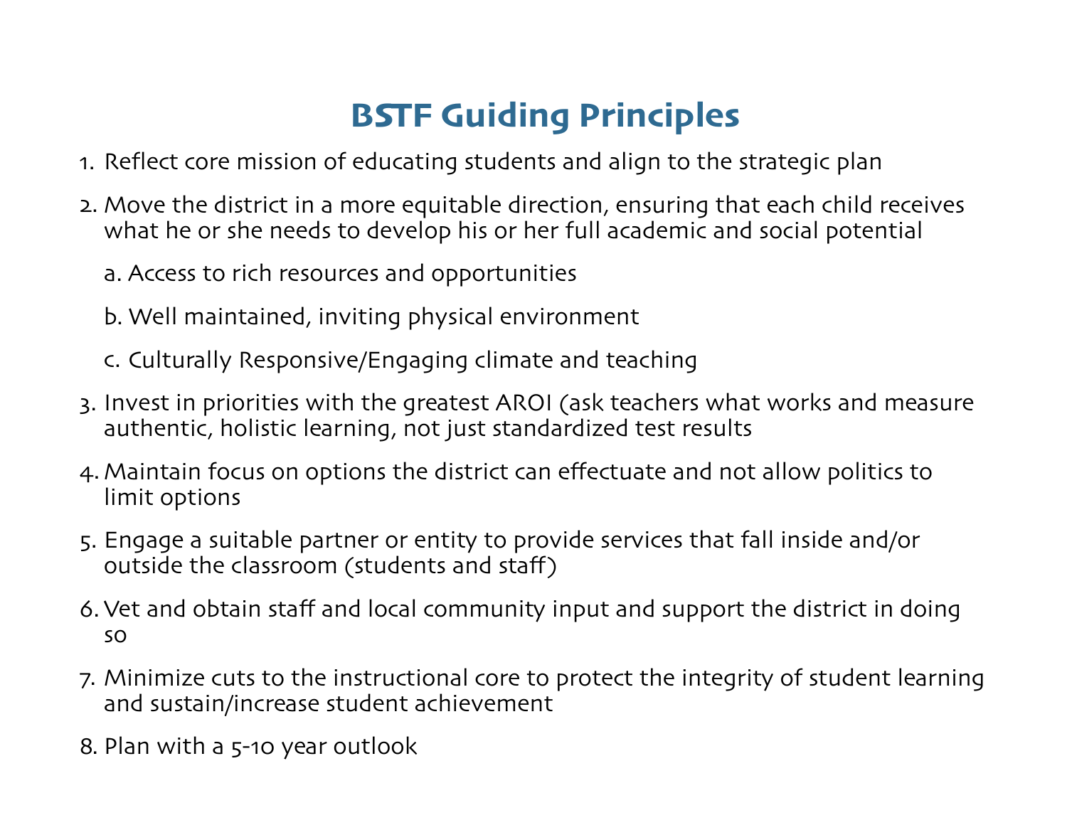# BSTF Guiding Principles

1. Reflect core mission of educating students and align to the strategic plan
2. Move the district in a more equitable direction, ensuring that each child receives what he or she needs to develop his or her full academic and social potential
   a. Access to rich resources and opportunities
   b. Well maintained, inviting physical environment
   c. Culturally Responsive/Engaging climate and teaching
3. Invest in priorities with the greatest AROI (ask teachers what works and measure authentic, holistic learning, not just standardized test results
4. Maintain focus on options the district can effectuate and not allow politics to limit options
5. Engage a suitable partner or entity to provide services that fall inside and/or outside the classroom (students and staff)
6. Vet and obtain staff and local community input and support the district in doing so
7. Minimize cuts to the instructional core to protect the integrity of student learning and sustain/increase student achievement
8. Plan with a 5-10 year outlook